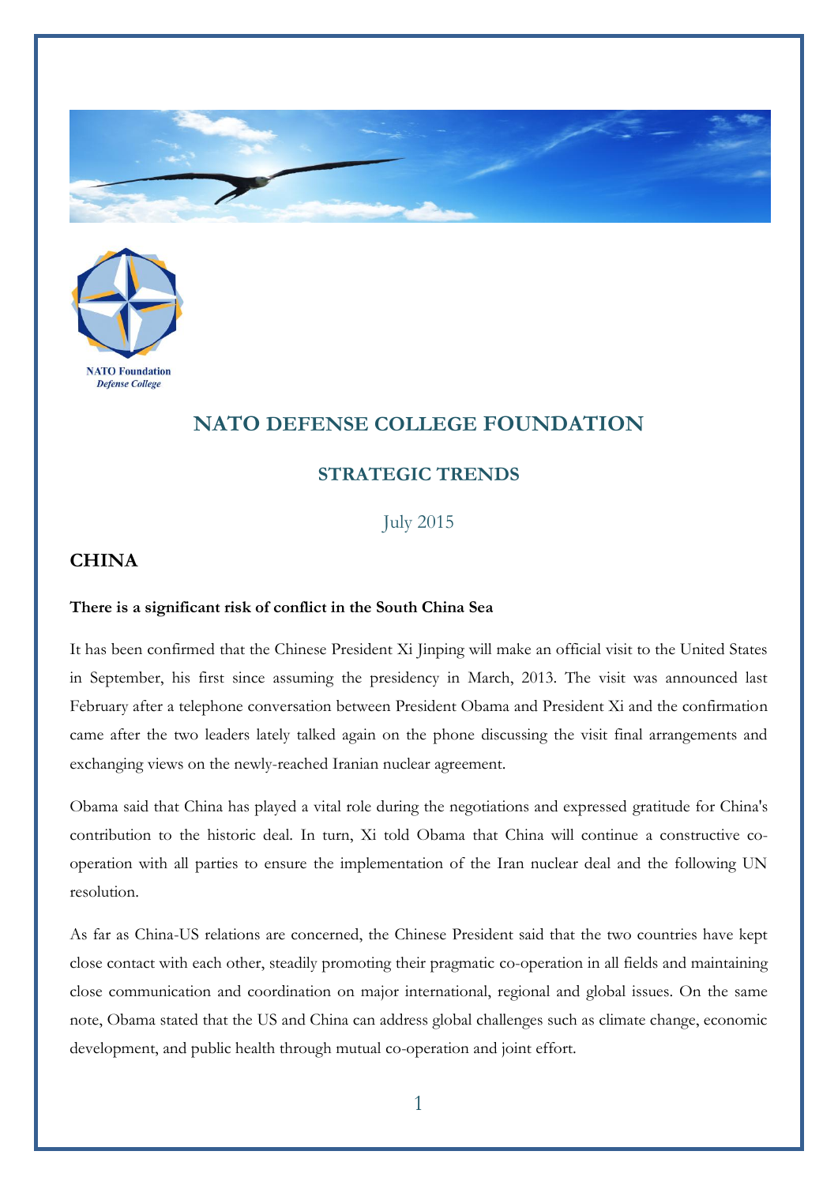NATO Foundation
*Defense College*

# NATO DEFENSE COLLEGE FOUNDATION

## STRATEGIC TRENDS

July 2015

## CHINA

**There is a significant risk of conflict in the South China Sea**

It has been confirmed that the Chinese President Xi Jinping will make an official visit to the United States in September, his first since assuming the presidency in March, 2013. The visit was announced last February after a telephone conversation between President Obama and President Xi and the confirmation came after the two leaders lately talked again on the phone discussing the visit final arrangements and exchanging views on the newly-reached Iranian nuclear agreement.

Obama said that China has played a vital role during the negotiations and expressed gratitude for China's contribution to the historic deal. In turn, Xi told Obama that China will continue a constructive co-operation with all parties to ensure the implementation of the Iran nuclear deal and the following UN resolution.

As far as China-US relations are concerned, the Chinese President said that the two countries have kept close contact with each other, steadily promoting their pragmatic co-operation in all fields and maintaining close communication and coordination on major international, regional and global issues. On the same note, Obama stated that the US and China can address global challenges such as climate change, economic development, and public health through mutual co-operation and joint effort.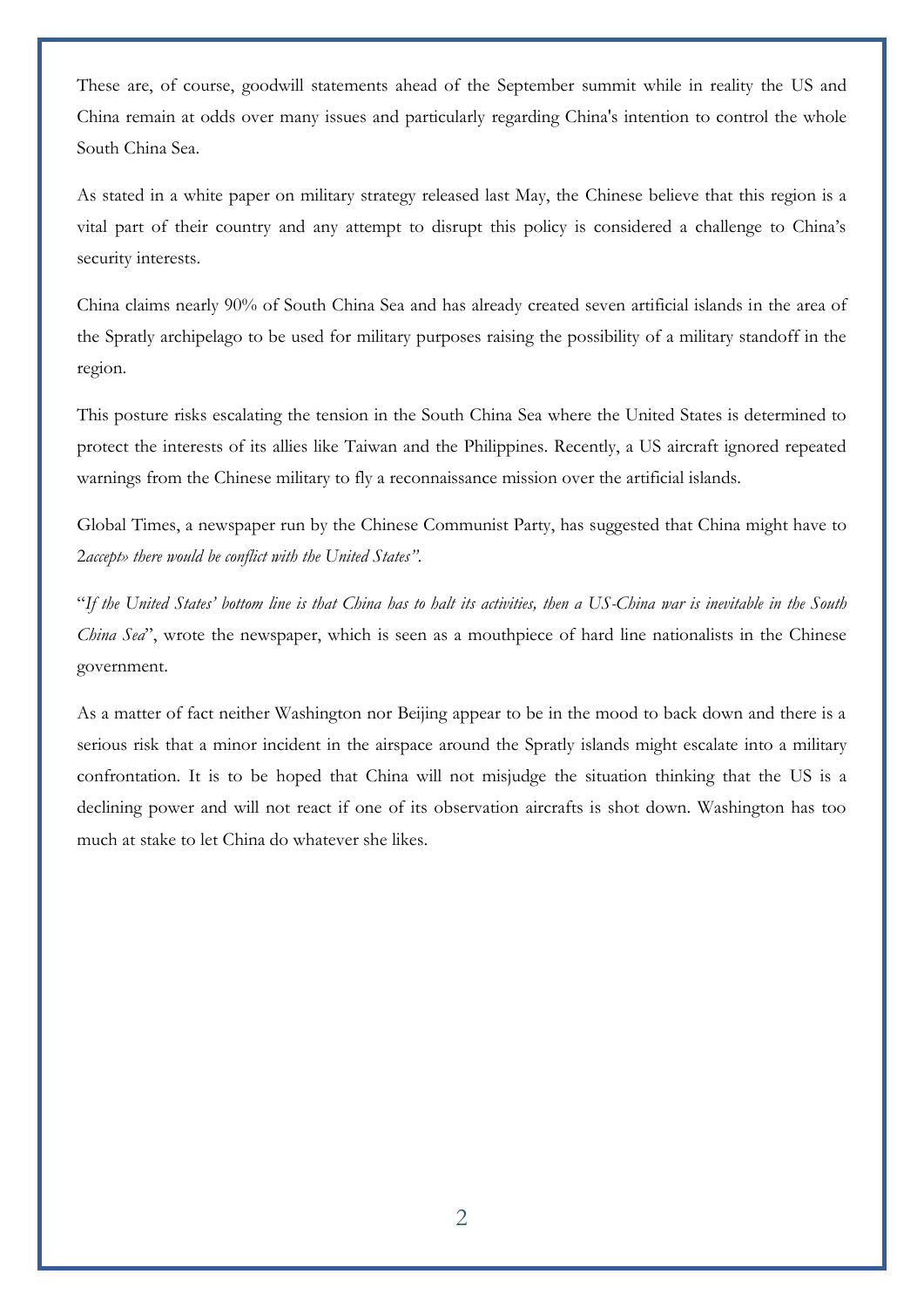These are, of course, goodwill statements ahead of the September summit while in reality the US and China remain at odds over many issues and particularly regarding China's intention to control the whole South China Sea.

As stated in a white paper on military strategy released last May, the Chinese believe that this region is a vital part of their country and any attempt to disrupt this policy is considered a challenge to China's security interests.

China claims nearly 90% of South China Sea and has already created seven artificial islands in the area of the Spratly archipelago to be used for military purposes raising the possibility of a military standoff in the region.

This posture risks escalating the tension in the South China Sea where the United States is determined to protect the interests of its allies like Taiwan and the Philippines. Recently, a US aircraft ignored repeated warnings from the Chinese military to fly a reconnaissance mission over the artificial islands.

Global Times, a newspaper run by the Chinese Communist Party, has suggested that China might have to 2*accept» there would be conflict with the United States"*.

"*If the United States' bottom line is that China has to halt its activities, then a US-China war is inevitable in the South China Sea*", wrote the newspaper, which is seen as a mouthpiece of hard line nationalists in the Chinese government.

As a matter of fact neither Washington nor Beijing appear to be in the mood to back down and there is a serious risk that a minor incident in the airspace around the Spratly islands might escalate into a military confrontation. It is to be hoped that China will not misjudge the situation thinking that the US is a declining power and will not react if one of its observation aircrafts is shot down. Washington has too much at stake to let China do whatever she likes.